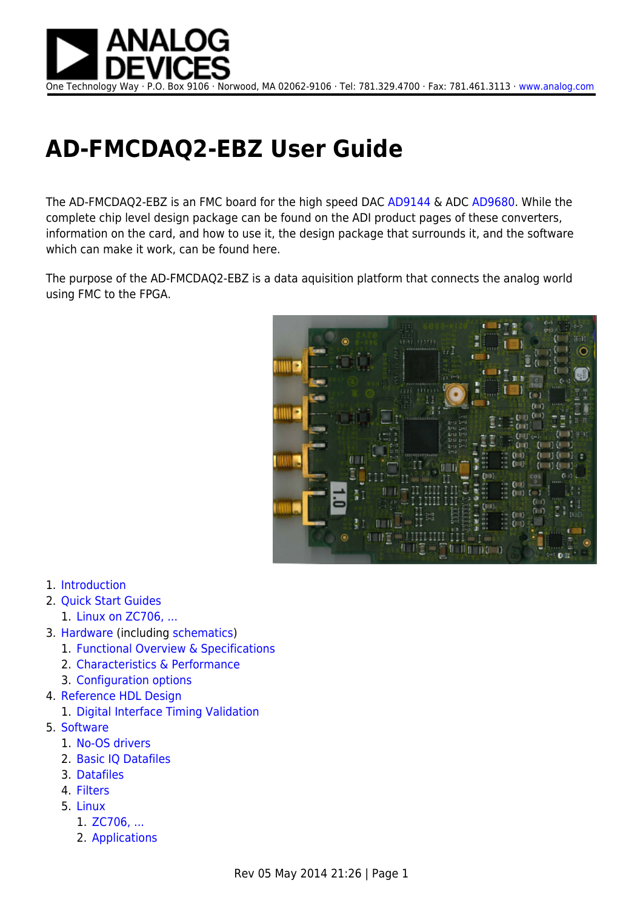One Technology Way · P.O. Box 9106 · Norwood, MA 02062-9106 · Tel: 781.329.4700 · Fax: 781.461.3113 · www.analog.com

# AD-FMCDAQ2-EBZ User Guide

The AD-FMCDAQ2-EBZ is an FMC board for the high speed DAC AD9144 & ADC AD9680. While the complete chip level design package can be found on the ADI product pages of these converters, information on the card, and how to use it, the design package that surrounds it, and the software which can make it work, can be found here.

The purpose of the AD-FMCDAQ2-EBZ is a data aquisition platform that connects the analog world using FMC to the FPGA.

1. Introduction
2. Quick Start Guides
   1. Linux on ZC706, ...
3. Hardware (including schematics)
   1. Functional Overview & Specifications
   2. Characteristics & Performance
   3. Configuration options
4. Reference HDL Design
   1. Digital Interface Timing Validation
5. Software
   1. No-OS drivers
   2. Basic IQ Datafiles
   3. Datafiles
   4. Filters
   5. Linux
      1. ZC706, ...
      2. Applications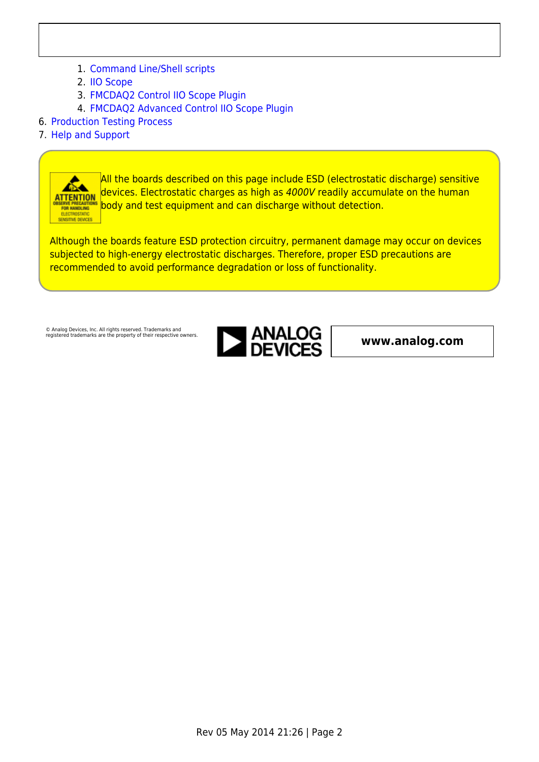1. Command Line/Shell scripts
   2. IIO Scope
   3. FMCDAQ2 Control IIO Scope Plugin
   4. FMCDAQ2 Advanced Control IIO Scope Plugin
6. Production Testing Process
7. Help and Support

All the boards described on this page include ESD (electrostatic discharge) sensitive devices. Electrostatic charges as high as *4000V* readily accumulate on the human body and test equipment and can discharge without detection.

Although the boards feature ESD protection circuitry, permanent damage may occur on devices subjected to high-energy electrostatic discharges. Therefore, proper ESD precautions are recommended to avoid performance degradation or loss of functionality.

© Analog Devices, Inc. All rights reserved. Trademarks and registered trademarks are the property of their respective owners.

**www.analog.com**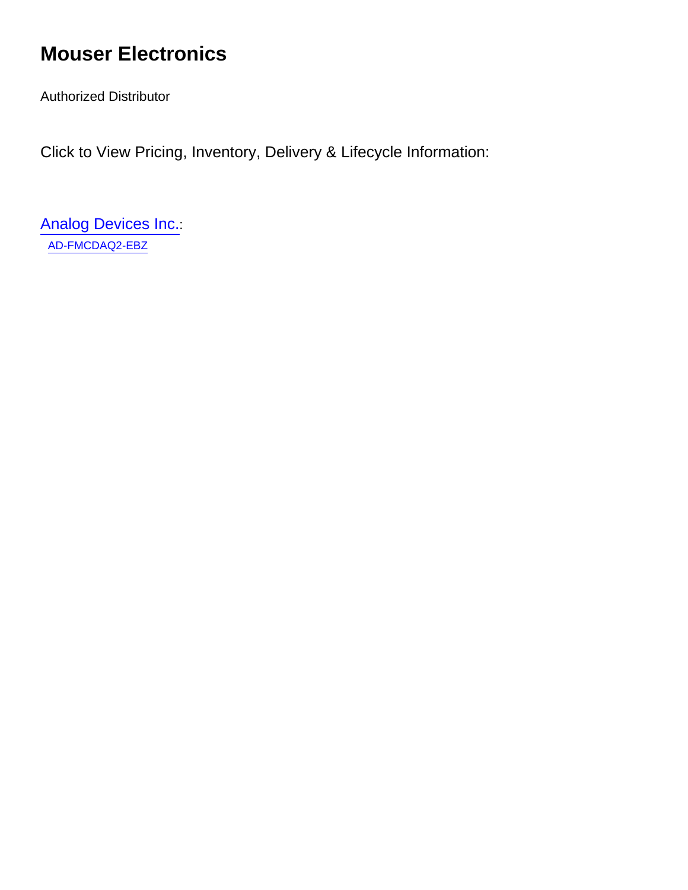# Mouser Electronics

Authorized Distributor

Click to View Pricing, Inventory, Delivery & Lifecycle Information:

Analog Devices Inc.:

AD-FMCDAQ2-EBZ